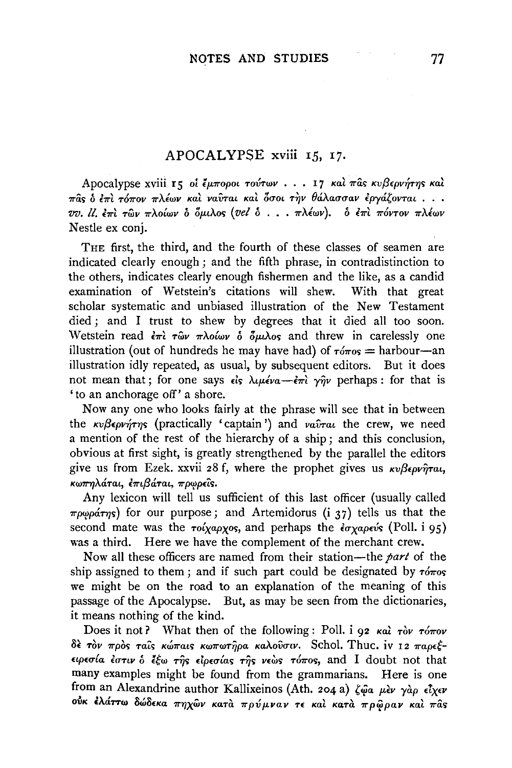## APOCALYPSE xviii 15, 17.

Apocalypse xviii 15 οἱ ἔμποροι τούτων . . . 17 καὶ πᾶς κυβερνήτης καὶ πᾶς ὁ ἐπὶ τόπον πλέων καὶ ναῦται καὶ ὅσοι τὴν θάλασσαν ἐργάζονται . . . *vv. ll.* ἐπὶ τῶν πλοίων ὁ ὅμιλος (*vel* ὁ . . . πλέων). ὁ ἐπὶ πόντον πλέων Nestle ex conj.

THE first, the third, and the fourth of these classes of seamen are indicated clearly enough; and the fifth phrase, in contradistinction to the others, indicates clearly enough fishermen and the like, as a candid examination of Wetstein's citations will shew. With that great scholar systematic and unbiased illustration of the New Testament died; and I trust to shew by degrees that it died all too soon. Wetstein read ἐπὶ τῶν πλοίων ὁ ὅμιλος and threw in carelessly one illustration (out of hundreds he may have had) of τόπος = harbour—an illustration idly repeated, as usual, by subsequent editors. But it does not mean that; for one says εἰς λιμένα—ἐπὶ γῆν perhaps: for that is 'to an anchorage off' a shore.

Now any one who looks fairly at the phrase will see that in between the κυβερνήτης (practically 'captain') and ναῦται the crew, we need a mention of the rest of the hierarchy of a ship; and this conclusion, obvious at first sight, is greatly strengthened by the parallel the editors give us from Ezek. xxvii 28 f, where the prophet gives us κυβερνῆται, κωπηλάται, ἐπιβάται, πρωρεῖς.

Any lexicon will tell us sufficient of this last officer (usually called πρωράτης) for our purpose; and Artemidorus (i 37) tells us that the second mate was the τοίχαρχος, and perhaps the ἐσχαρεύς (Poll. i 95) was a third. Here we have the complement of the merchant crew.

Now all these officers are named from their station—the *part* of the ship assigned to them; and if such part could be designated by τόπος we might be on the road to an explanation of the meaning of this passage of the Apocalypse. But, as may be seen from the dictionaries, it means nothing of the kind.

Does it not? What then of the following: Poll. i 92 καὶ τὸν τόπον δὲ τὸν πρὸς ταῖς κώπαις κωπωτῆρα καλοῦσιν. Schol. Thuc. iv 12 παρεξειρεσία ἐστιν ὁ ἔξω τῆς εἰρεσίας τῆς νεὼς τόπος, and I doubt not that many examples might be found from the grammarians. Here is one from an Alexandrine author Kallixeinos (Ath. 204 a) ζῷα μὲν γὰρ εἶχεν οὐκ ἐλάττω δώδεκα πηχῶν κατὰ πρύμναν τε καὶ κατὰ πρῷραν καὶ πᾶς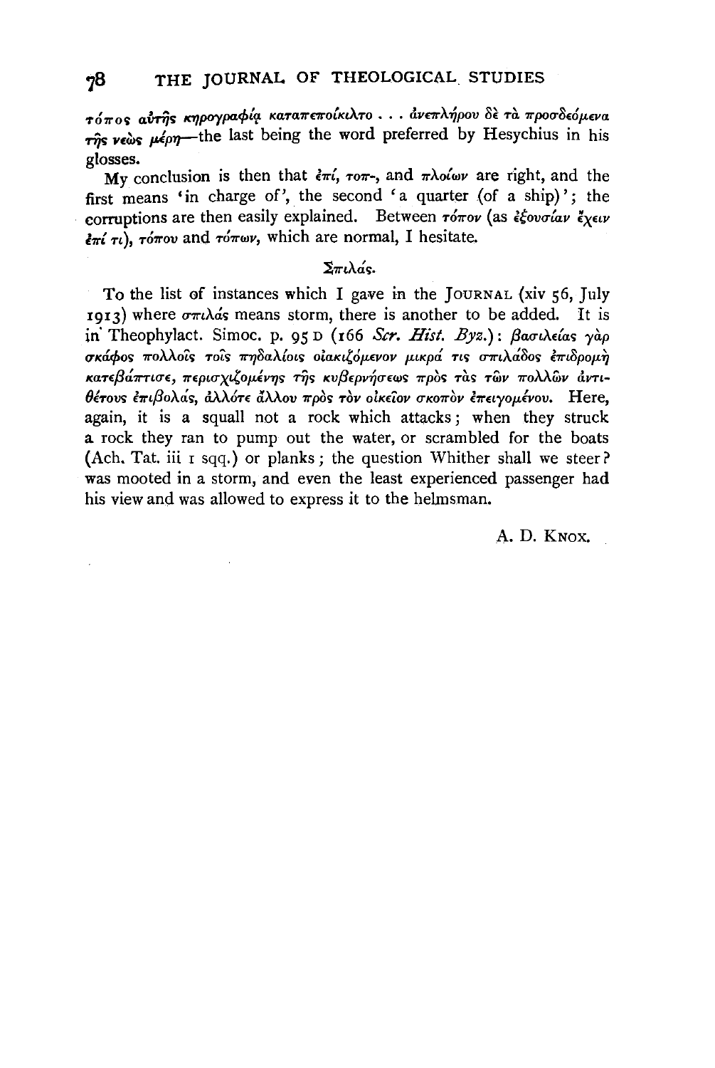τόπος αὐτῆς κηρογραφίᾳ καταπεποίκιλτο . . . ἀνεπλήρου δὲ τὰ προσδεόμενα τῆς νεὼς μέρη—the last being the word preferred by Hesychius in his glosses.

My conclusion is then that ἐπί, τοπ-, and πλοίων are right, and the first means 'in charge of', the second 'a quarter (of a ship)'; the corruptions are then easily explained. Between τόπον (as ἐξουσίαν ἔχειν ἐπί τι), τόπου and τόπων, which are normal, I hesitate.

### Σπιλάς.

To the list of instances which I gave in the JOURNAL (xiv 56, July 1913) where σπιλάς means storm, there is another to be added. It is in Theophylact. Simoc. p. 95 D (166 *Scr. Hist. Byz.*): βασιλείας γὰρ σκάφος πολλοῖς τοῖς πηδαλίοις οἰακιζόμενον μικρά τις σπιλάδος ἐπιδρομὴ κατεβάπτισε, περισχιζομένης τῆς κυβερνήσεως πρὸς τὰς τῶν πολλῶν ἀντιθέτους ἐπιβολάς, ἀλλότε ἄλλον πρὸς τὸν οἰκεῖον σκοπὸν ἐπειγομένου. Here, again, it is a squall not a rock which attacks; when they struck a rock they ran to pump out the water, or scrambled for the boats (Ach. Tat. iii 1 sqq.) or planks; the question Whither shall we steer? was mooted in a storm, and even the least experienced passenger had his view and was allowed to express it to the helmsman.

A. D. KNOX.